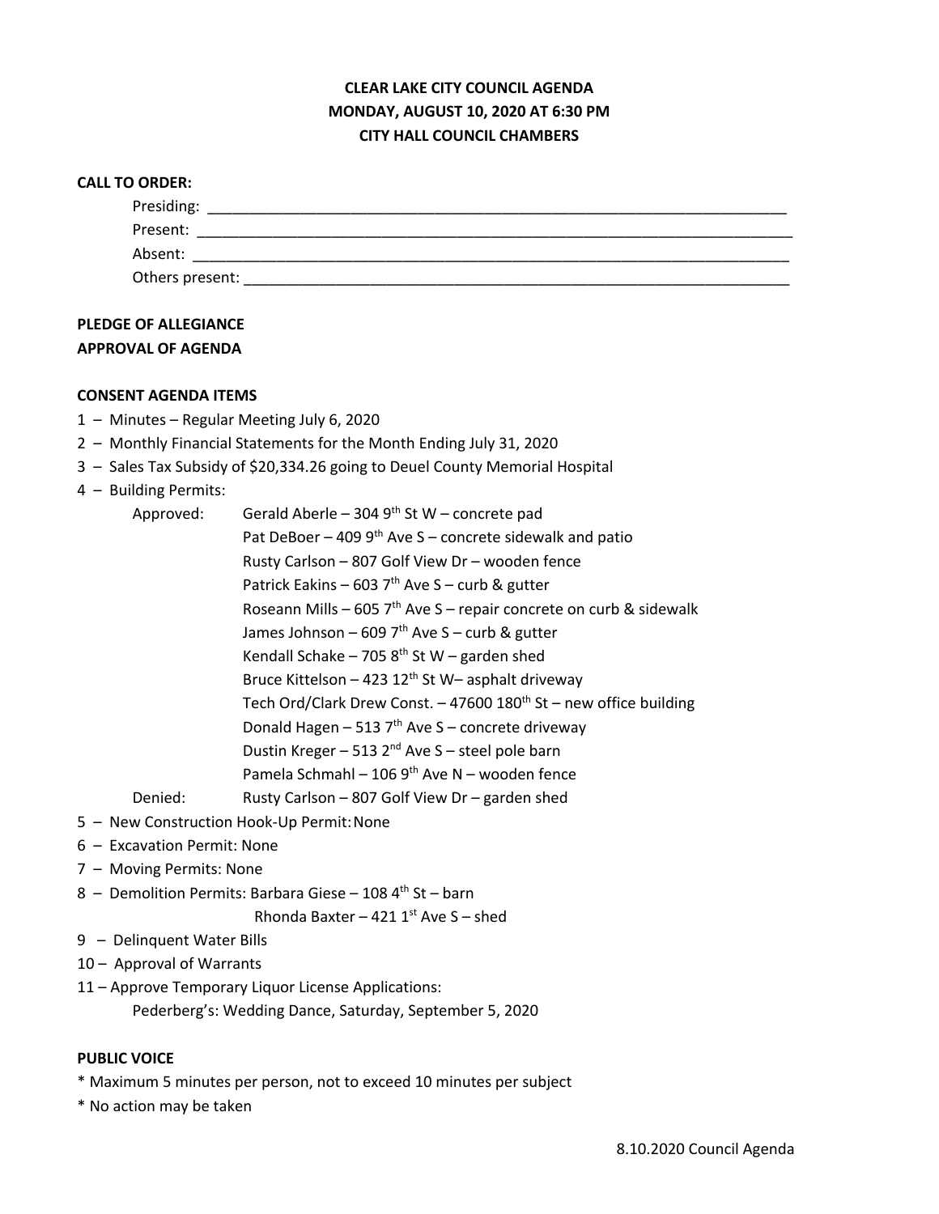# CLEAR LAKE CITY COUNCIL AGENDA
## MONDAY, AUGUST 10, 2020 AT 6:30 PM
## CITY HALL COUNCIL CHAMBERS

**CALL TO ORDER:**

Presiding: ______________________________________________

Present: ______________________________________________

Absent: ______________________________________________

Others present: ______________________________________________

**PLEDGE OF ALLEGIANCE**

**APPROVAL OF AGENDA**

**CONSENT AGENDA ITEMS**

1 – Minutes – Regular Meeting July 6, 2020

2 – Monthly Financial Statements for the Month Ending July 31, 2020

3 – Sales Tax Subsidy of $20,334.26 going to Deuel County Memorial Hospital

4 – Building Permits:

Approved:
- Gerald Aberle – 304 9th St W – concrete pad
- Pat DeBoer – 409 9th Ave S – concrete sidewalk and patio
- Rusty Carlson – 807 Golf View Dr – wooden fence
- Patrick Eakins – 603 7th Ave S – curb & gutter
- Roseann Mills – 605 7th Ave S – repair concrete on curb & sidewalk
- James Johnson – 609 7th Ave S – curb & gutter
- Kendall Schake – 705 8th St W – garden shed
- Bruce Kittelson – 423 12th St W– asphalt driveway
- Tech Ord/Clark Drew Const. – 47600 180th St – new office building
- Donald Hagen – 513 7th Ave S – concrete driveway
- Dustin Kreger – 513 2nd Ave S – steel pole barn
- Pamela Schmahl – 106 9th Ave N – wooden fence

Denied:
- Rusty Carlson – 807 Golf View Dr – garden shed

5 – New Construction Hook-Up Permit: None

6 – Excavation Permit: None

7 – Moving Permits: None

8 – Demolition Permits: Barbara Giese – 108 4th St – barn
Rhonda Baxter – 421 1st Ave S – shed

9 – Delinquent Water Bills

10 – Approval of Warrants

11 – Approve Temporary Liquor License Applications:
Pederberg's: Wedding Dance, Saturday, September 5, 2020

**PUBLIC VOICE**

* Maximum 5 minutes per person, not to exceed 10 minutes per subject
* No action may be taken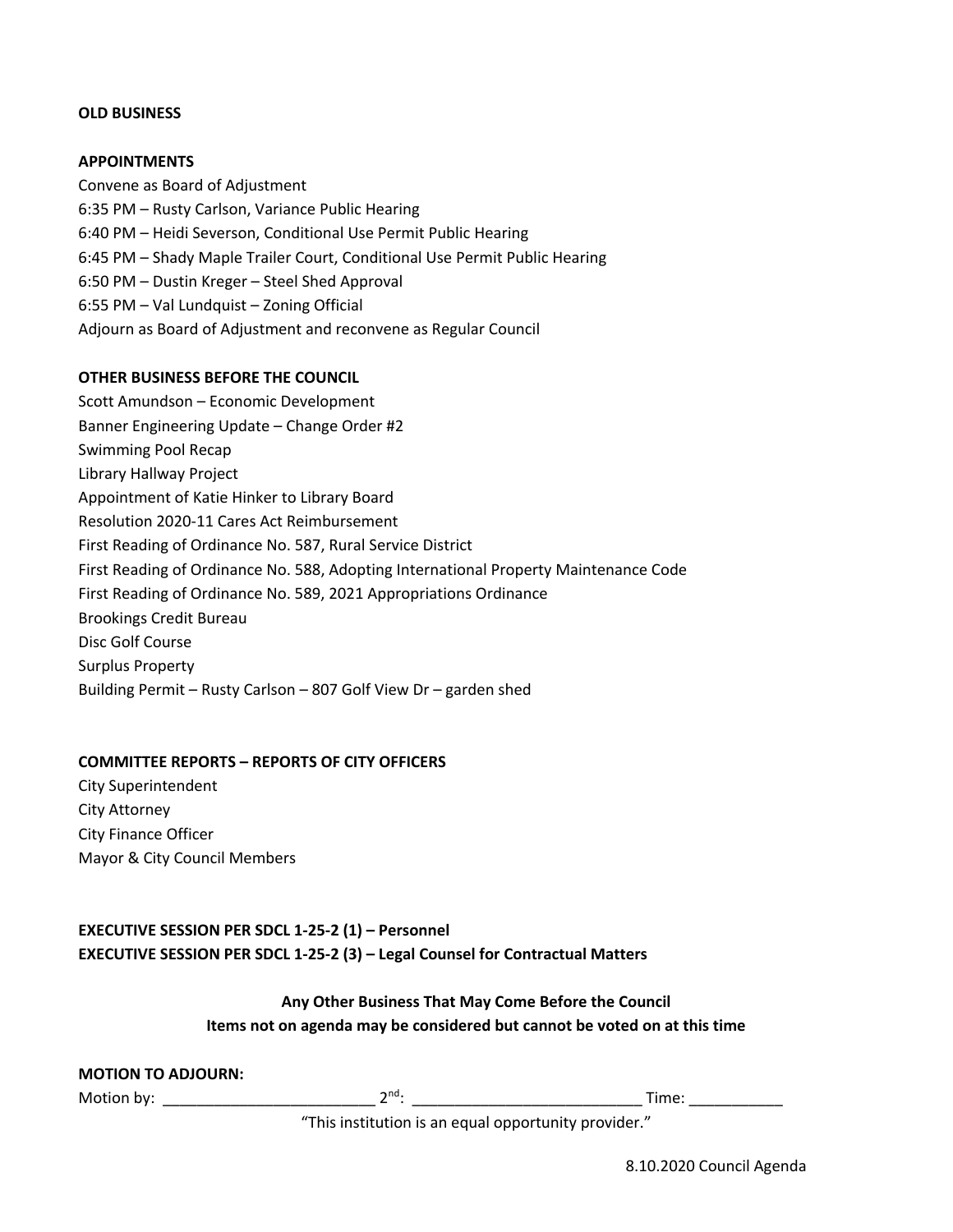**OLD BUSINESS**

**APPOINTMENTS**

Convene as Board of Adjustment
6:35 PM – Rusty Carlson, Variance Public Hearing
6:40 PM – Heidi Severson, Conditional Use Permit Public Hearing
6:45 PM – Shady Maple Trailer Court, Conditional Use Permit Public Hearing
6:50 PM – Dustin Kreger – Steel Shed Approval
6:55 PM – Val Lundquist – Zoning Official
Adjourn as Board of Adjustment and reconvene as Regular Council

**OTHER BUSINESS BEFORE THE COUNCIL**

Scott Amundson – Economic Development
Banner Engineering Update – Change Order #2
Swimming Pool Recap
Library Hallway Project
Appointment of Katie Hinker to Library Board
Resolution 2020-11 Cares Act Reimbursement
First Reading of Ordinance No. 587, Rural Service District
First Reading of Ordinance No. 588, Adopting International Property Maintenance Code
First Reading of Ordinance No. 589, 2021 Appropriations Ordinance
Brookings Credit Bureau
Disc Golf Course
Surplus Property
Building Permit – Rusty Carlson – 807 Golf View Dr – garden shed

**COMMITTEE REPORTS – REPORTS OF CITY OFFICERS**

City Superintendent
City Attorney
City Finance Officer
Mayor & City Council Members

**EXECUTIVE SESSION PER SDCL 1-25-2 (1) – Personnel**
**EXECUTIVE SESSION PER SDCL 1-25-2 (3) – Legal Counsel for Contractual Matters**

**Any Other Business That May Come Before the Council**
**Items not on agenda may be considered but cannot be voted on at this time**

**MOTION TO ADJOURN:**

Motion by: _________________________ 2nd: ___________________________ Time: ___________

"This institution is an equal opportunity provider."

8.10.2020 Council Agenda